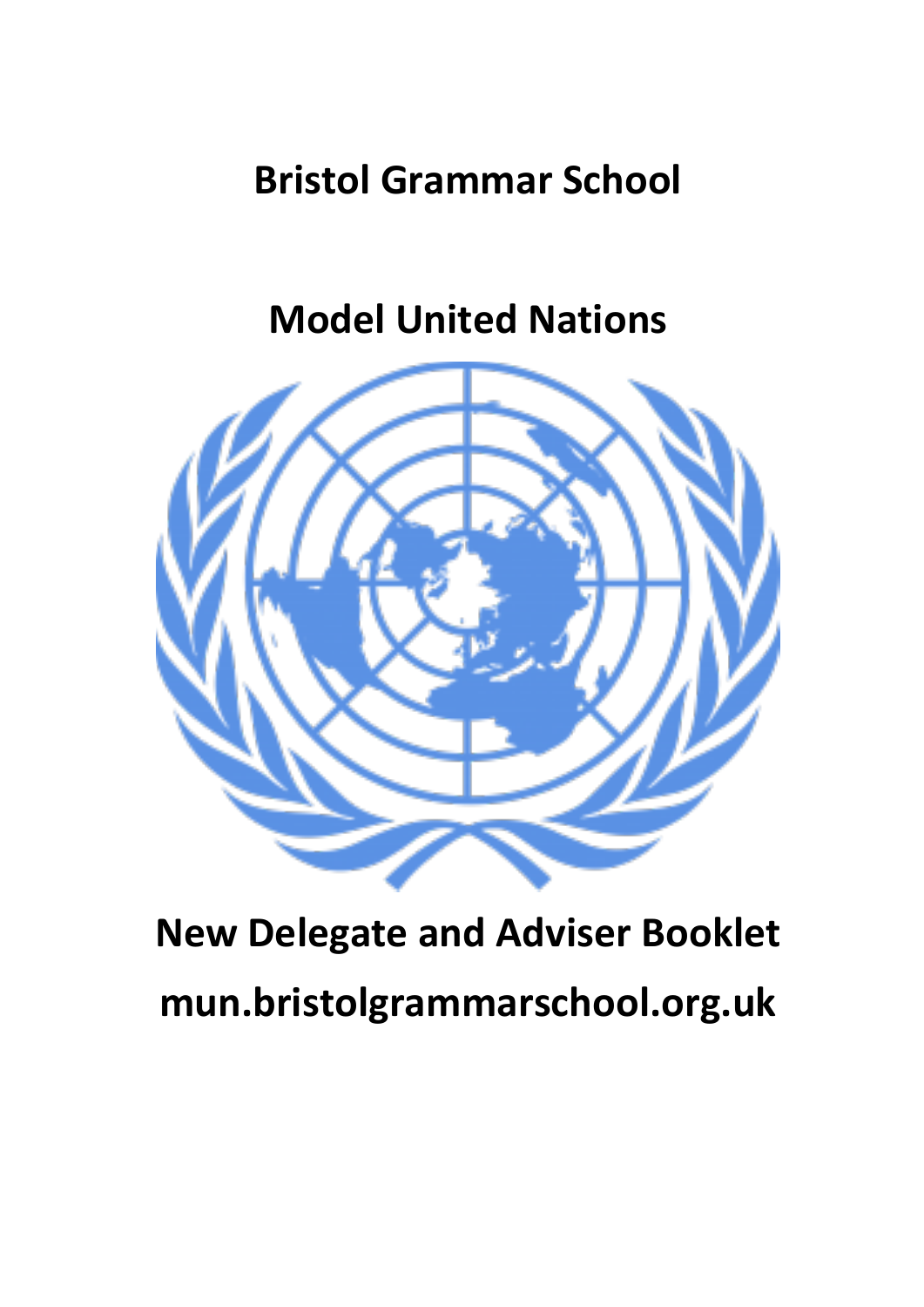# Bristol Grammar School

# Model United Nations

# New Delegate and Adviser Booklet

## mun.bristolgrammarschool.org.uk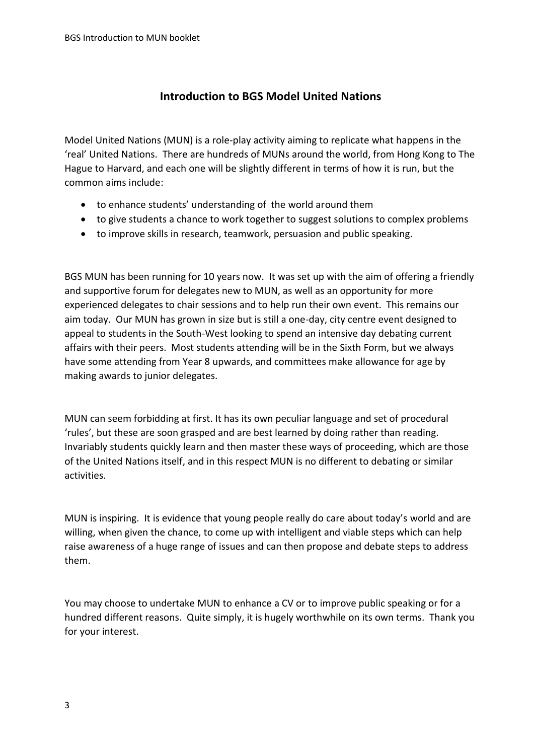## Introduction to BGS Model United Nations

Model United Nations (MUN) is a role-play activity aiming to replicate what happens in the 'real' United Nations. There are hundreds of MUNs around the world, from Hong Kong to The Hague to Harvard, and each one will be slightly different in terms of how it is run, but the common aims include:

- to enhance students' understanding of the world around them
- to give students a chance to work together to suggest solutions to complex problems
- to improve skills in research, teamwork, persuasion and public speaking.

BGS MUN has been running for 10 years now. It was set up with the aim of offering a friendly and supportive forum for delegates new to MUN, as well as an opportunity for more experienced delegates to chair sessions and to help run their own event. This remains our aim today. Our MUN has grown in size but is still a one-day, city centre event designed to appeal to students in the South-West looking to spend an intensive day debating current affairs with their peers. Most students attending will be in the Sixth Form, but we always have some attending from Year 8 upwards, and committees make allowance for age by making awards to junior delegates.

MUN can seem forbidding at first. It has its own peculiar language and set of procedural 'rules', but these are soon grasped and are best learned by doing rather than reading. Invariably students quickly learn and then master these ways of proceeding, which are those of the United Nations itself, and in this respect MUN is no different to debating or similar activities.

MUN is inspiring. It is evidence that young people really do care about today's world and are willing, when given the chance, to come up with intelligent and viable steps which can help raise awareness of a huge range of issues and can then propose and debate steps to address them.

You may choose to undertake MUN to enhance a CV or to improve public speaking or for a hundred different reasons. Quite simply, it is hugely worthwhile on its own terms. Thank you for your interest.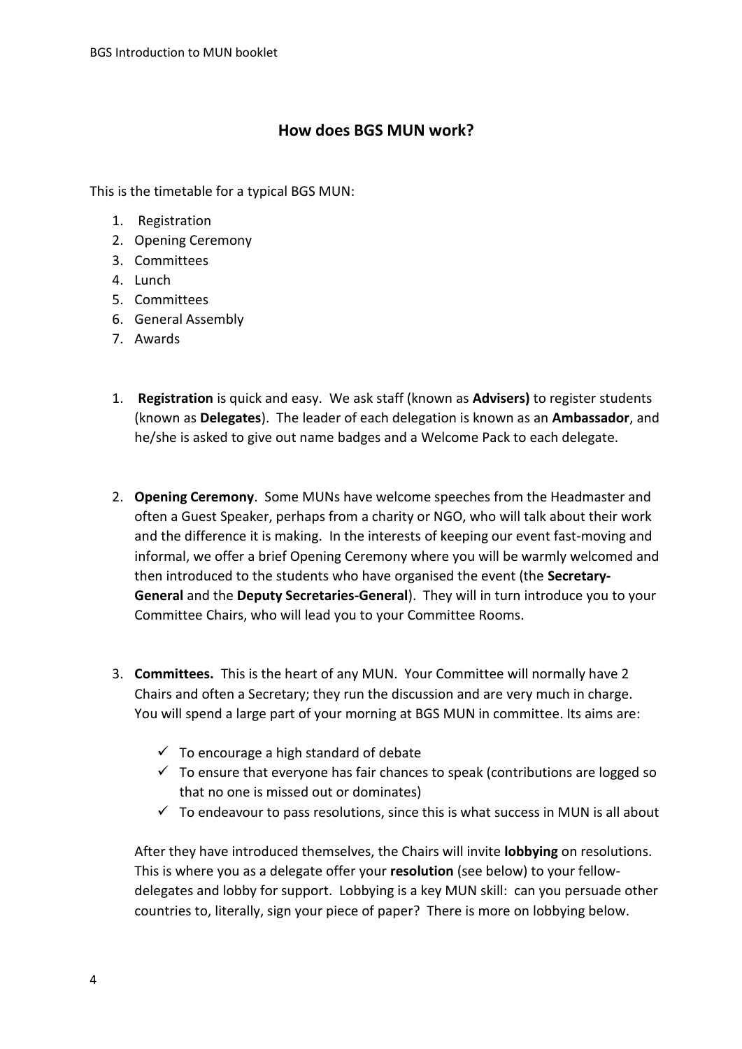## How does BGS MUN work?

This is the timetable for a typical BGS MUN:

1. Registration
2. Opening Ceremony
3. Committees
4. Lunch
5. Committees
6. General Assembly
7. Awards

1. **Registration** is quick and easy. We ask staff (known as **Advisers)** to register students (known as **Delegates**). The leader of each delegation is known as an **Ambassador**, and he/she is asked to give out name badges and a Welcome Pack to each delegate.

2. **Opening Ceremony**. Some MUNs have welcome speeches from the Headmaster and often a Guest Speaker, perhaps from a charity or NGO, who will talk about their work and the difference it is making. In the interests of keeping our event fast-moving and informal, we offer a brief Opening Ceremony where you will be warmly welcomed and then introduced to the students who have organised the event (the **Secretary-General** and the **Deputy Secretaries-General**). They will in turn introduce you to your Committee Chairs, who will lead you to your Committee Rooms.

3. **Committees.** This is the heart of any MUN. Your Committee will normally have 2 Chairs and often a Secretary; they run the discussion and are very much in charge. You will spend a large part of your morning at BGS MUN in committee. Its aims are:

   - ✓ To encourage a high standard of debate
   - ✓ To ensure that everyone has fair chances to speak (contributions are logged so that no one is missed out or dominates)
   - ✓ To endeavour to pass resolutions, since this is what success in MUN is all about

   After they have introduced themselves, the Chairs will invite **lobbying** on resolutions. This is where you as a delegate offer your **resolution** (see below) to your fellow-delegates and lobby for support. Lobbying is a key MUN skill: can you persuade other countries to, literally, sign your piece of paper? There is more on lobbying below.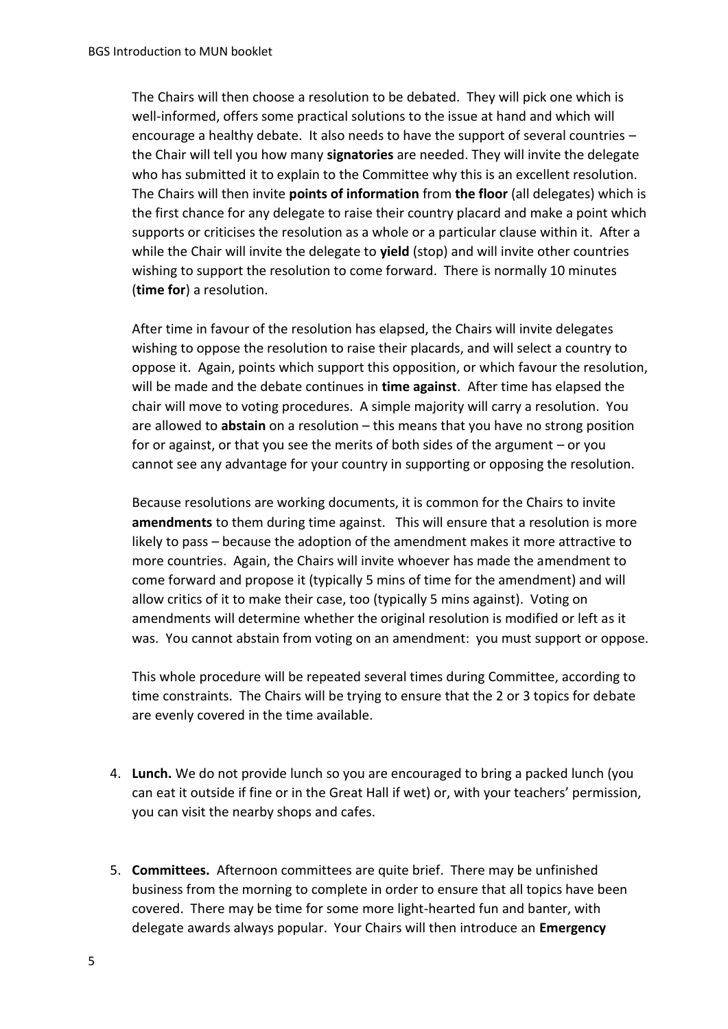The Chairs will then choose a resolution to be debated. They will pick one which is well-informed, offers some practical solutions to the issue at hand and which will encourage a healthy debate. It also needs to have the support of several countries – the Chair will tell you how many **signatories** are needed. They will invite the delegate who has submitted it to explain to the Committee why this is an excellent resolution. The Chairs will then invite **points of information** from **the floor** (all delegates) which is the first chance for any delegate to raise their country placard and make a point which supports or criticises the resolution as a whole or a particular clause within it. After a while the Chair will invite the delegate to **yield** (stop) and will invite other countries wishing to support the resolution to come forward. There is normally 10 minutes (**time for**) a resolution.

After time in favour of the resolution has elapsed, the Chairs will invite delegates wishing to oppose the resolution to raise their placards, and will select a country to oppose it. Again, points which support this opposition, or which favour the resolution, will be made and the debate continues in **time against**. After time has elapsed the chair will move to voting procedures. A simple majority will carry a resolution. You are allowed to **abstain** on a resolution – this means that you have no strong position for or against, or that you see the merits of both sides of the argument – or you cannot see any advantage for your country in supporting or opposing the resolution.

Because resolutions are working documents, it is common for the Chairs to invite **amendments** to them during time against. This will ensure that a resolution is more likely to pass – because the adoption of the amendment makes it more attractive to more countries. Again, the Chairs will invite whoever has made the amendment to come forward and propose it (typically 5 mins of time for the amendment) and will allow critics of it to make their case, too (typically 5 mins against). Voting on amendments will determine whether the original resolution is modified or left as it was. You cannot abstain from voting on an amendment: you must support or oppose.

This whole procedure will be repeated several times during Committee, according to time constraints. The Chairs will be trying to ensure that the 2 or 3 topics for debate are evenly covered in the time available.

4. **Lunch.** We do not provide lunch so you are encouraged to bring a packed lunch (you can eat it outside if fine or in the Great Hall if wet) or, with your teachers' permission, you can visit the nearby shops and cafes.

5. **Committees.** Afternoon committees are quite brief. There may be unfinished business from the morning to complete in order to ensure that all topics have been covered. There may be time for some more light-hearted fun and banter, with delegate awards always popular. Your Chairs will then introduce an **Emergency**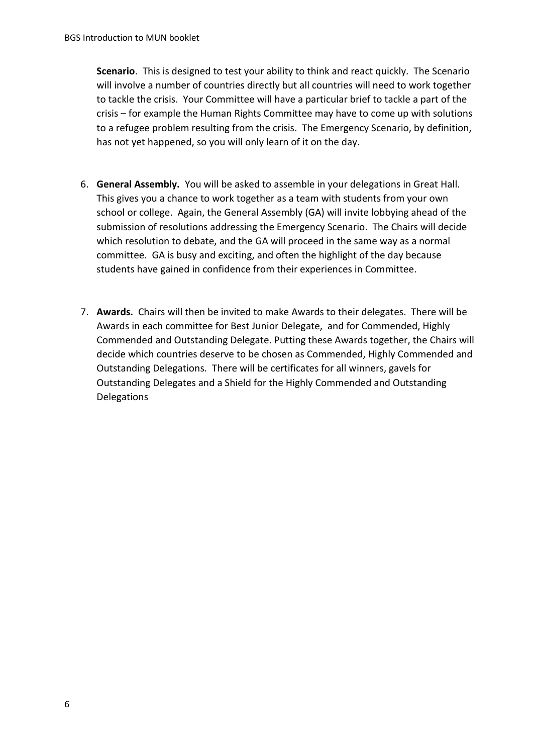**Scenario**. This is designed to test your ability to think and react quickly. The Scenario will involve a number of countries directly but all countries will need to work together to tackle the crisis. Your Committee will have a particular brief to tackle a part of the crisis – for example the Human Rights Committee may have to come up with solutions to a refugee problem resulting from the crisis. The Emergency Scenario, by definition, has not yet happened, so you will only learn of it on the day.

6. **General Assembly.** You will be asked to assemble in your delegations in Great Hall. This gives you a chance to work together as a team with students from your own school or college. Again, the General Assembly (GA) will invite lobbying ahead of the submission of resolutions addressing the Emergency Scenario. The Chairs will decide which resolution to debate, and the GA will proceed in the same way as a normal committee. GA is busy and exciting, and often the highlight of the day because students have gained in confidence from their experiences in Committee.

7. **Awards.** Chairs will then be invited to make Awards to their delegates. There will be Awards in each committee for Best Junior Delegate, and for Commended, Highly Commended and Outstanding Delegate. Putting these Awards together, the Chairs will decide which countries deserve to be chosen as Commended, Highly Commended and Outstanding Delegations. There will be certificates for all winners, gavels for Outstanding Delegates and a Shield for the Highly Commended and Outstanding Delegations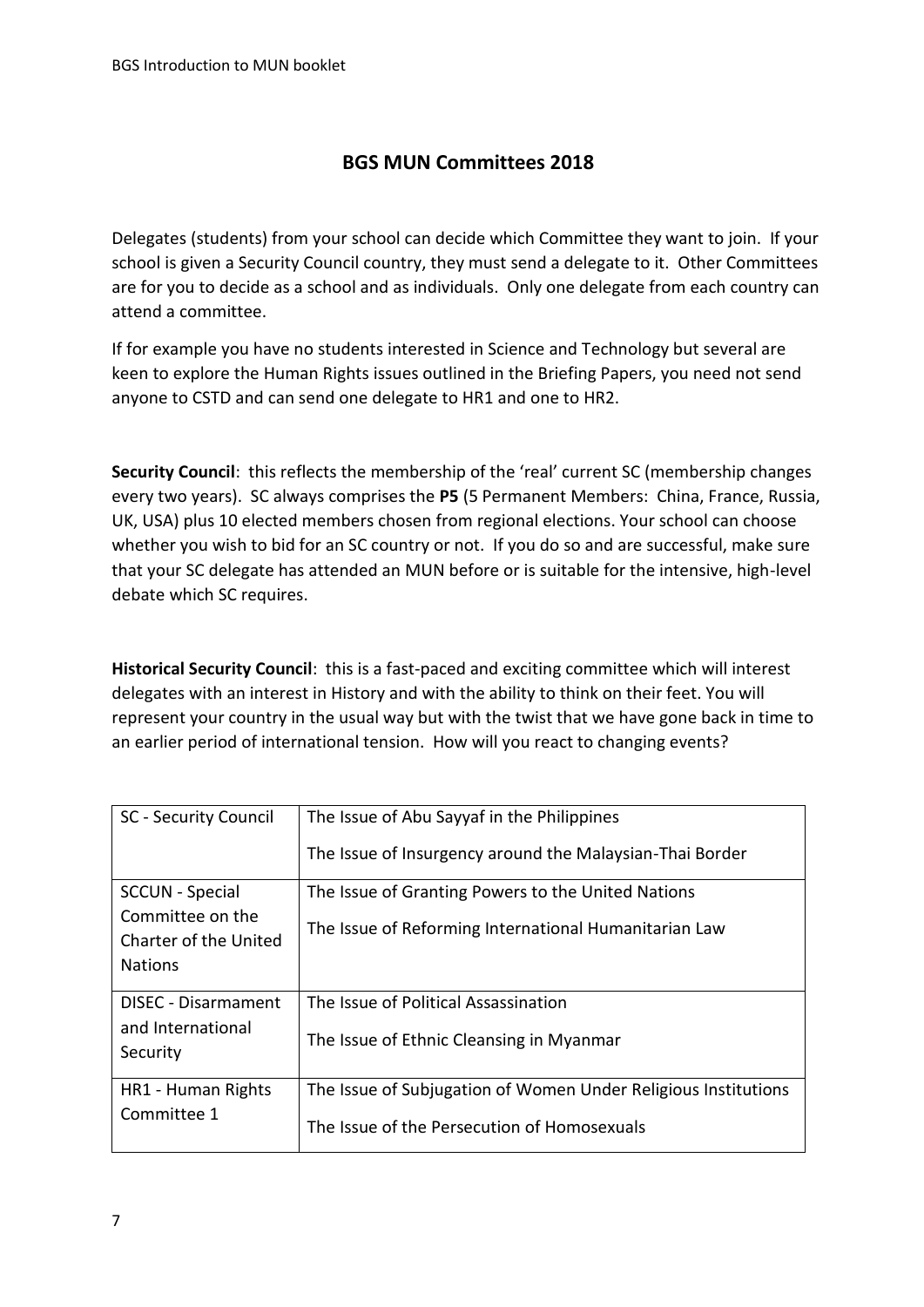## BGS MUN Committees 2018

Delegates (students) from your school can decide which Committee they want to join. If your school is given a Security Council country, they must send a delegate to it. Other Committees are for you to decide as a school and as individuals. Only one delegate from each country can attend a committee.

If for example you have no students interested in Science and Technology but several are keen to explore the Human Rights issues outlined in the Briefing Papers, you need not send anyone to CSTD and can send one delegate to HR1 and one to HR2.

**Security Council**: this reflects the membership of the 'real' current SC (membership changes every two years). SC always comprises the **P5** (5 Permanent Members: China, France, Russia, UK, USA) plus 10 elected members chosen from regional elections. Your school can choose whether you wish to bid for an SC country or not. If you do so and are successful, make sure that your SC delegate has attended an MUN before or is suitable for the intensive, high-level debate which SC requires.

**Historical Security Council**: this is a fast-paced and exciting committee which will interest delegates with an interest in History and with the ability to think on their feet. You will represent your country in the usual way but with the twist that we have gone back in time to an earlier period of international tension. How will you react to changing events?

| Committee | Issues |
|---|---|
| SC - Security Council | The Issue of Abu Sayyaf in the Philippines<br>The Issue of Insurgency around the Malaysian-Thai Border |
| SCCUN - Special Committee on the Charter of the United Nations | The Issue of Granting Powers to the United Nations<br>The Issue of Reforming International Humanitarian Law |
| DISEC - Disarmament and International Security | The Issue of Political Assassination<br>The Issue of Ethnic Cleansing in Myanmar |
| HR1 - Human Rights Committee 1 | The Issue of Subjugation of Women Under Religious Institutions<br>The Issue of the Persecution of Homosexuals |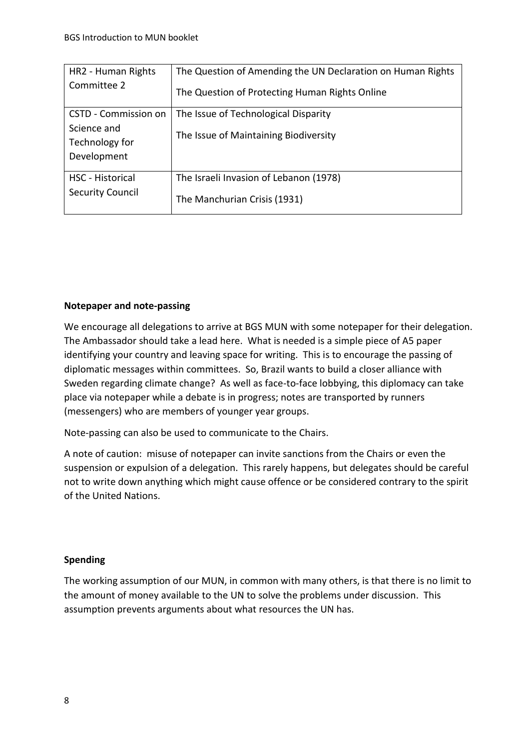| HR2 - Human Rights Committee 2 | The Question of Amending the UN Declaration on Human Rights<br>The Question of Protecting Human Rights Online |
|---|---|
| CSTD - Commission on Science and Technology for Development | The Issue of Technological Disparity<br>The Issue of Maintaining Biodiversity |
| HSC - Historical Security Council | The Israeli Invasion of Lebanon (1978)<br>The Manchurian Crisis (1931) |

**Notepaper and note-passing**

We encourage all delegations to arrive at BGS MUN with some notepaper for their delegation. The Ambassador should take a lead here. What is needed is a simple piece of A5 paper identifying your country and leaving space for writing. This is to encourage the passing of diplomatic messages within committees. So, Brazil wants to build a closer alliance with Sweden regarding climate change? As well as face-to-face lobbying, this diplomacy can take place via notepaper while a debate is in progress; notes are transported by runners (messengers) who are members of younger year groups.

Note-passing can also be used to communicate to the Chairs.

A note of caution: misuse of notepaper can invite sanctions from the Chairs or even the suspension or expulsion of a delegation. This rarely happens, but delegates should be careful not to write down anything which might cause offence or be considered contrary to the spirit of the United Nations.

**Spending**

The working assumption of our MUN, in common with many others, is that there is no limit to the amount of money available to the UN to solve the problems under discussion. This assumption prevents arguments about what resources the UN has.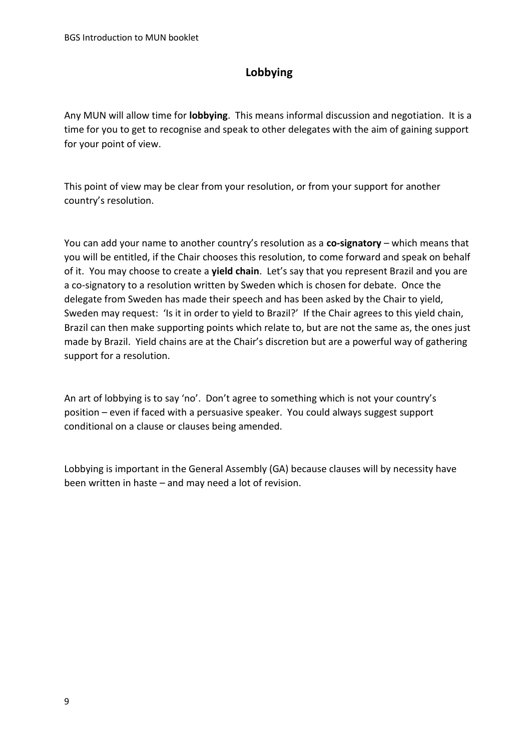## Lobbying

Any MUN will allow time for **lobbying**. This means informal discussion and negotiation. It is a time for you to get to recognise and speak to other delegates with the aim of gaining support for your point of view.

This point of view may be clear from your resolution, or from your support for another country's resolution.

You can add your name to another country's resolution as a **co-signatory** – which means that you will be entitled, if the Chair chooses this resolution, to come forward and speak on behalf of it. You may choose to create a **yield chain**. Let's say that you represent Brazil and you are a co-signatory to a resolution written by Sweden which is chosen for debate. Once the delegate from Sweden has made their speech and has been asked by the Chair to yield, Sweden may request: 'Is it in order to yield to Brazil?' If the Chair agrees to this yield chain, Brazil can then make supporting points which relate to, but are not the same as, the ones just made by Brazil. Yield chains are at the Chair's discretion but are a powerful way of gathering support for a resolution.

An art of lobbying is to say 'no'. Don't agree to something which is not your country's position – even if faced with a persuasive speaker. You could always suggest support conditional on a clause or clauses being amended.

Lobbying is important in the General Assembly (GA) because clauses will by necessity have been written in haste – and may need a lot of revision.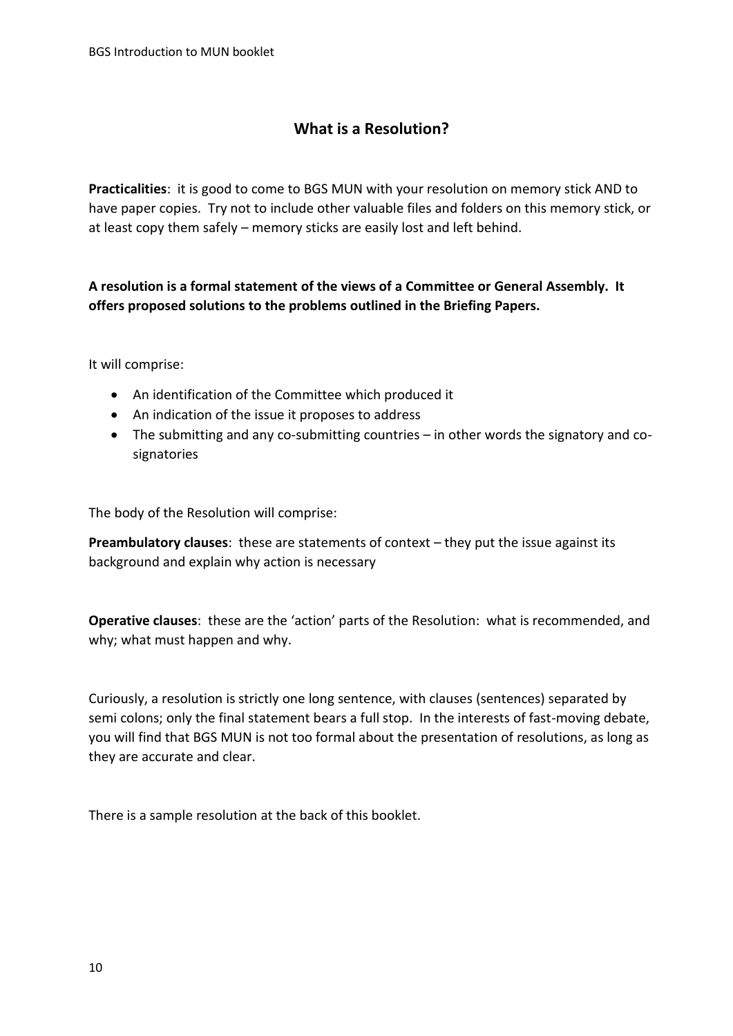## What is a Resolution?

**Practicalities**: it is good to come to BGS MUN with your resolution on memory stick AND to have paper copies. Try not to include other valuable files and folders on this memory stick, or at least copy them safely – memory sticks are easily lost and left behind.

**A resolution is a formal statement of the views of a Committee or General Assembly. It offers proposed solutions to the problems outlined in the Briefing Papers.**

It will comprise:

- An identification of the Committee which produced it
- An indication of the issue it proposes to address
- The submitting and any co-submitting countries – in other words the signatory and co-signatories

The body of the Resolution will comprise:

**Preambulatory clauses**: these are statements of context – they put the issue against its background and explain why action is necessary

**Operative clauses**: these are the 'action' parts of the Resolution: what is recommended, and why; what must happen and why.

Curiously, a resolution is strictly one long sentence, with clauses (sentences) separated by semi colons; only the final statement bears a full stop. In the interests of fast-moving debate, you will find that BGS MUN is not too formal about the presentation of resolutions, as long as they are accurate and clear.

There is a sample resolution at the back of this booklet.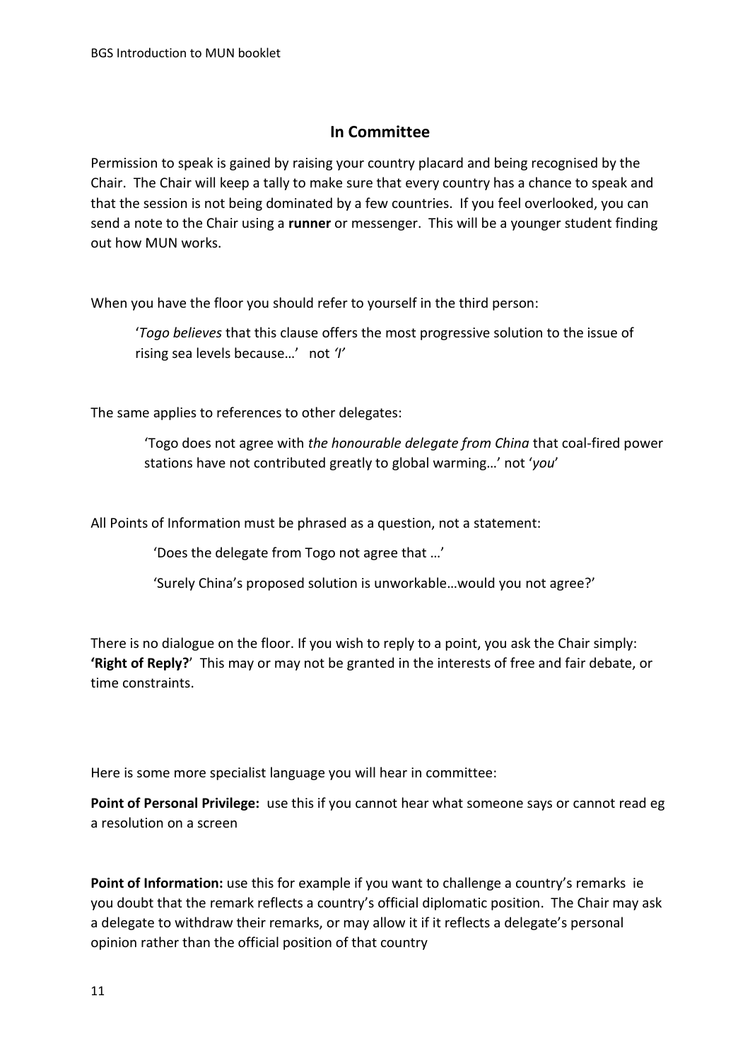## In Committee

Permission to speak is gained by raising your country placard and being recognised by the Chair. The Chair will keep a tally to make sure that every country has a chance to speak and that the session is not being dominated by a few countries. If you feel overlooked, you can send a note to the Chair using a **runner** or messenger. This will be a younger student finding out how MUN works.

When you have the floor you should refer to yourself in the third person:

> '*Togo believes* that this clause offers the most progressive solution to the issue of rising sea levels because…' not *'I'*

The same applies to references to other delegates:

> 'Togo does not agree with *the honourable delegate from China* that coal-fired power stations have not contributed greatly to global warming…' not '*you*'

All Points of Information must be phrased as a question, not a statement:

> 'Does the delegate from Togo not agree that …'
>
> 'Surely China's proposed solution is unworkable…would you not agree?'

There is no dialogue on the floor. If you wish to reply to a point, you ask the Chair simply: **'Right of Reply?'** This may or may not be granted in the interests of free and fair debate, or time constraints.

Here is some more specialist language you will hear in committee:

**Point of Personal Privilege:** use this if you cannot hear what someone says or cannot read eg a resolution on a screen

**Point of Information:** use this for example if you want to challenge a country's remarks ie you doubt that the remark reflects a country's official diplomatic position. The Chair may ask a delegate to withdraw their remarks, or may allow it if it reflects a delegate's personal opinion rather than the official position of that country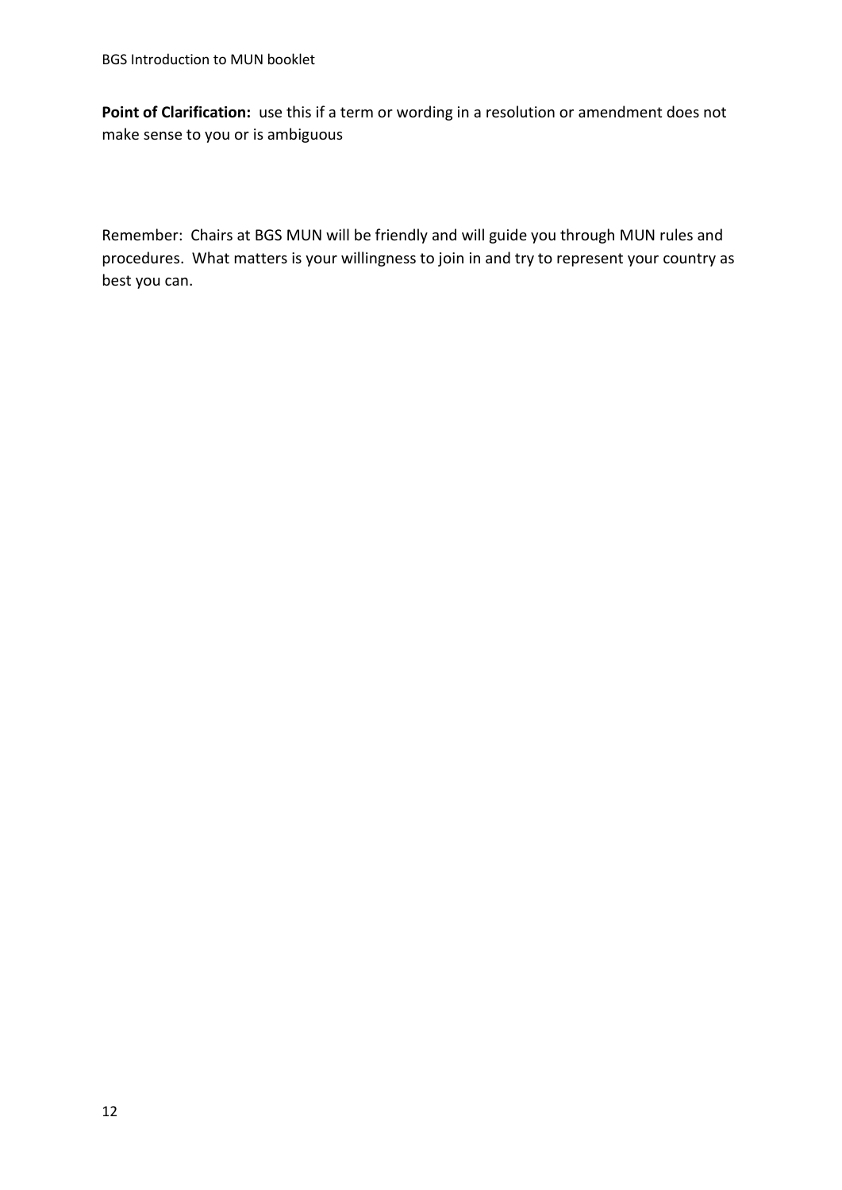**Point of Clarification:** use this if a term or wording in a resolution or amendment does not make sense to you or is ambiguous

Remember: Chairs at BGS MUN will be friendly and will guide you through MUN rules and procedures. What matters is your willingness to join in and try to represent your country as best you can.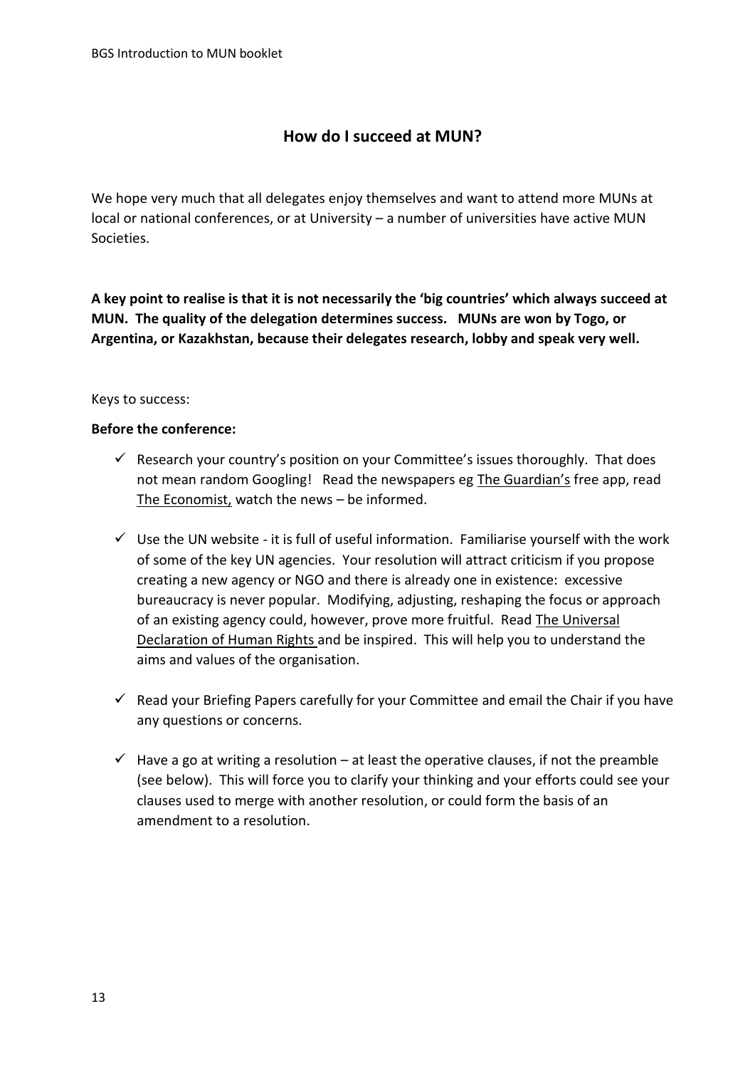## How do I succeed at MUN?

We hope very much that all delegates enjoy themselves and want to attend more MUNs at local or national conferences, or at University – a number of universities have active MUN Societies.

**A key point to realise is that it is not necessarily the 'big countries' which always succeed at MUN. The quality of the delegation determines success. MUNs are won by Togo, or Argentina, or Kazakhstan, because their delegates research, lobby and speak very well.**

Keys to success:

**Before the conference:**

- ✓ Research your country's position on your Committee's issues thoroughly. That does not mean random Googling! Read the newspapers eg The Guardian's free app, read The Economist, watch the news – be informed.
- ✓ Use the UN website - it is full of useful information. Familiarise yourself with the work of some of the key UN agencies. Your resolution will attract criticism if you propose creating a new agency or NGO and there is already one in existence: excessive bureaucracy is never popular. Modifying, adjusting, reshaping the focus or approach of an existing agency could, however, prove more fruitful. Read The Universal Declaration of Human Rights and be inspired. This will help you to understand the aims and values of the organisation.
- ✓ Read your Briefing Papers carefully for your Committee and email the Chair if you have any questions or concerns.
- ✓ Have a go at writing a resolution – at least the operative clauses, if not the preamble (see below). This will force you to clarify your thinking and your efforts could see your clauses used to merge with another resolution, or could form the basis of an amendment to a resolution.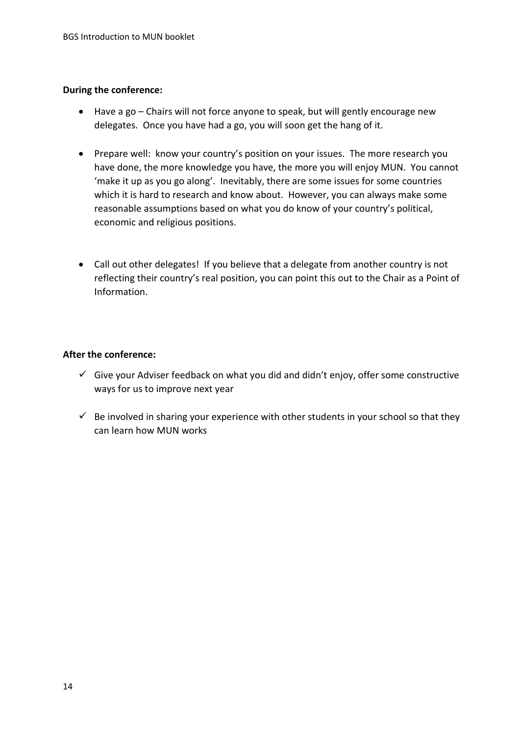**During the conference:**

- Have a go – Chairs will not force anyone to speak, but will gently encourage new delegates. Once you have had a go, you will soon get the hang of it.
- Prepare well: know your country's position on your issues. The more research you have done, the more knowledge you have, the more you will enjoy MUN. You cannot 'make it up as you go along'. Inevitably, there are some issues for some countries which it is hard to research and know about. However, you can always make some reasonable assumptions based on what you do know of your country's political, economic and religious positions.
- Call out other delegates! If you believe that a delegate from another country is not reflecting their country's real position, you can point this out to the Chair as a Point of Information.

**After the conference:**

- ✓ Give your Adviser feedback on what you did and didn't enjoy, offer some constructive ways for us to improve next year
- ✓ Be involved in sharing your experience with other students in your school so that they can learn how MUN works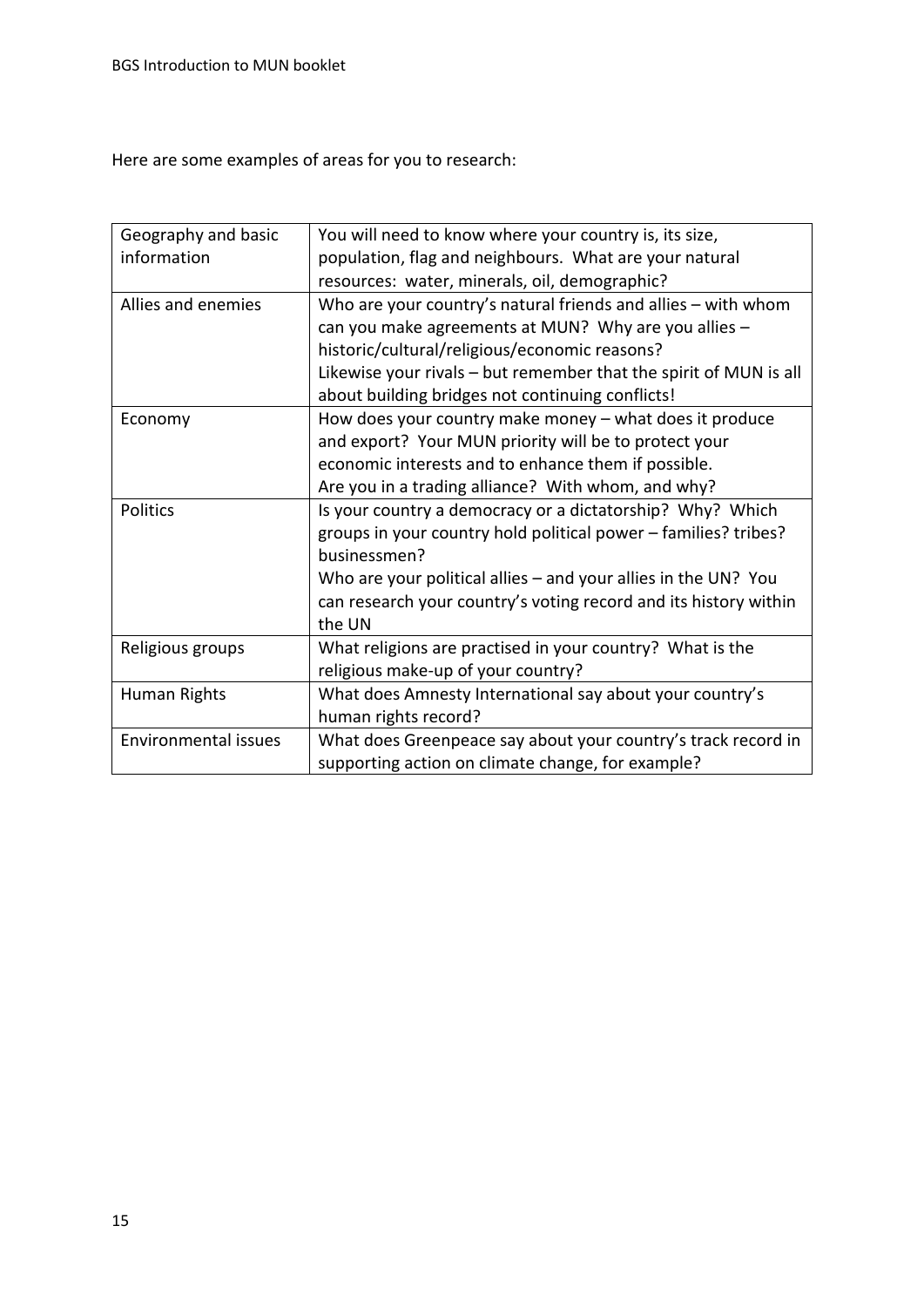Here are some examples of areas for you to research:

| Geography and basic information | You will need to know where your country is, its size, population, flag and neighbours. What are your natural resources: water, minerals, oil, demographic? |
|---|---|
| Allies and enemies | Who are your country's natural friends and allies – with whom can you make agreements at MUN? Why are you allies – historic/cultural/religious/economic reasons? Likewise your rivals – but remember that the spirit of MUN is all about building bridges not continuing conflicts! |
| Economy | How does your country make money – what does it produce and export? Your MUN priority will be to protect your economic interests and to enhance them if possible. Are you in a trading alliance? With whom, and why? |
| Politics | Is your country a democracy or a dictatorship? Why? Which groups in your country hold political power – families? tribes? businessmen? Who are your political allies – and your allies in the UN? You can research your country's voting record and its history within the UN |
| Religious groups | What religions are practised in your country? What is the religious make-up of your country? |
| Human Rights | What does Amnesty International say about your country's human rights record? |
| Environmental issues | What does Greenpeace say about your country's track record in supporting action on climate change, for example? |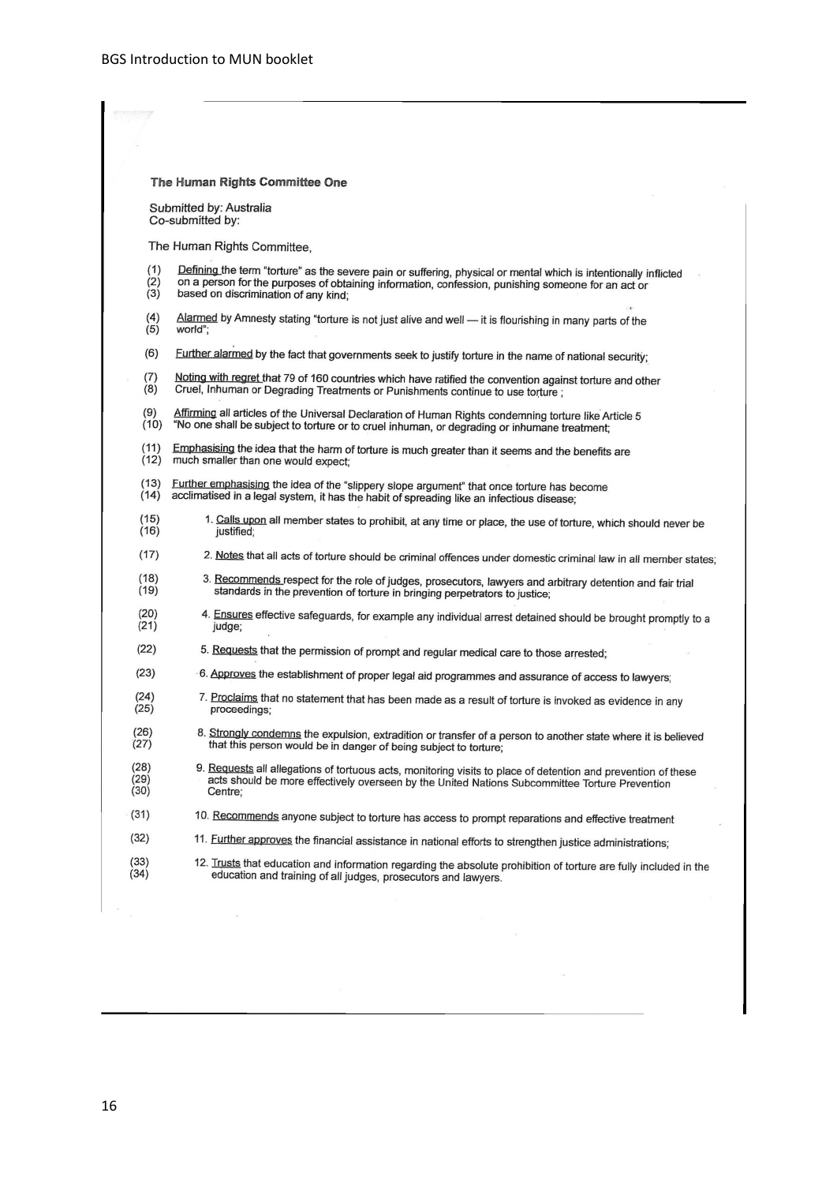**The Human Rights Committee One**

Submitted by: Australia
Co-submitted by:

The Human Rights Committee,

(1) <u>Defining</u> the term "torture" as the severe pain or suffering, physical or mental which is intentionally inflicted
(2) on a person for the purposes of obtaining information, confession, punishing someone for an act or
(3) based on discrimination of any kind;

(4) <u>Alarmed</u> by Amnesty stating "torture is not just alive and well — it is flourishing in many parts of the
(5) world";

(6) <u>Further alarmed</u> by the fact that governments seek to justify torture in the name of national security;

(7) <u>Noting with regret</u> that 79 of 160 countries which have ratified the convention against torture and other
(8) Cruel, Inhuman or Degrading Treatments or Punishments continue to use torture ;

(9) <u>Affirming</u> all articles of the Universal Declaration of Human Rights condemning torture like Article 5
(10) "No one shall be subject to torture or to cruel inhuman, or degrading or inhumane treatment;

(11) <u>Emphasising</u> the idea that the harm of torture is much greater than it seems and the benefits are
(12) much smaller than one would expect;

(13) <u>Further emphasising</u> the idea of the "slippery slope argument" that once torture has become
(14) acclimatised in a legal system, it has the habit of spreading like an infectious disease;

(15) 1. <u>Calls upon</u> all member states to prohibit, at any time or place, the use of torture, which should never be
(16) justified;

(17) 2. <u>Notes</u> that all acts of torture should be criminal offences under domestic criminal law in all member states;

(18) 3. <u>Recommends</u> respect for the role of judges, prosecutors, lawyers and arbitrary detention and fair trial
(19) standards in the prevention of torture in bringing perpetrators to justice;

(20) 4. <u>Ensures</u> effective safeguards, for example any individual arrest detained should be brought promptly to a
(21) judge;

(22) 5. <u>Requests</u> that the permission of prompt and regular medical care to those arrested;

(23) 6. <u>Approves</u> the establishment of proper legal aid programmes and assurance of access to lawyers;

(24) 7. <u>Proclaims</u> that no statement that has been made as a result of torture is invoked as evidence in any
(25) proceedings;

(26) 8. <u>Strongly condemns</u> the expulsion, extradition or transfer of a person to another state where it is believed
(27) that this person would be in danger of being subject to torture;

(28) 9. <u>Requests</u> all allegations of tortuous acts, monitoring visits to place of detention and prevention of these
(29) acts should be more effectively overseen by the United Nations Subcommittee Torture Prevention
(30) Centre;

(31) 10. <u>Recommends</u> anyone subject to torture has access to prompt reparations and effective treatment

(32) 11. <u>Further approves</u> the financial assistance in national efforts to strengthen justice administrations;

(33) 12. <u>Trusts</u> that education and information regarding the absolute prohibition of torture are fully included in the
(34) education and training of all judges, prosecutors and lawyers.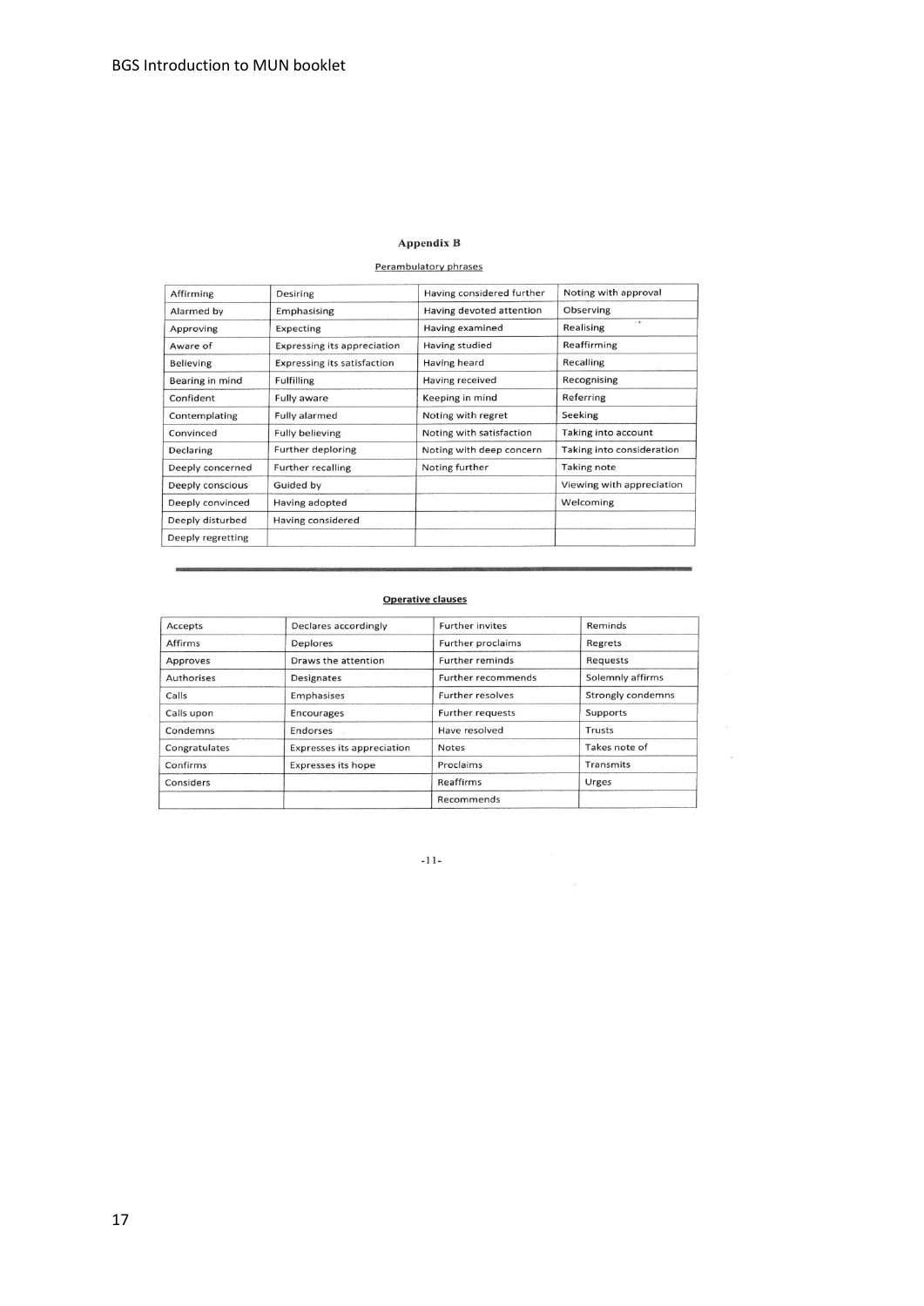## Appendix B

**Perambulatory phrases**

| | | | |
|---|---|---|---|
| Affirming | Desiring | Having considered further | Noting with approval |
| Alarmed by | Emphasising | Having devoted attention | Observing |
| Approving | Expecting | Having examined | Realising |
| Aware of | Expressing its appreciation | Having studied | Reaffirming |
| Believing | Expressing its satisfaction | Having heard | Recalling |
| Bearing in mind | Fulfilling | Having received | Recognising |
| Confident | Fully aware | Keeping in mind | Referring |
| Contemplating | Fully alarmed | Noting with regret | Seeking |
| Convinced | Fully believing | Noting with satisfaction | Taking into account |
| Declaring | Further deploring | Noting with deep concern | Taking into consideration |
| Deeply concerned | Further recalling | Noting further | Taking note |
| Deeply conscious | Guided by | | Viewing with appreciation |
| Deeply convinced | Having adopted | | Welcoming |
| Deeply disturbed | Having considered | | |
| Deeply regretting | | | |

**Operative clauses**

| | | | |
|---|---|---|---|
| Accepts | Declares accordingly | Further invites | Reminds |
| Affirms | Deplores | Further proclaims | Regrets |
| Approves | Draws the attention | Further reminds | Requests |
| Authorises | Designates | Further recommends | Solemnly affirms |
| Calls | Emphasises | Further resolves | Strongly condemns |
| Calls upon | Encourages | Further requests | Supports |
| Condemns | Endorses | Have resolved | Trusts |
| Congratulates | Expresses its appreciation | Notes | Takes note of |
| Confirms | Expresses its hope | Proclaims | Transmits |
| Considers | | Reaffirms | Urges |
| | | Recommends | |